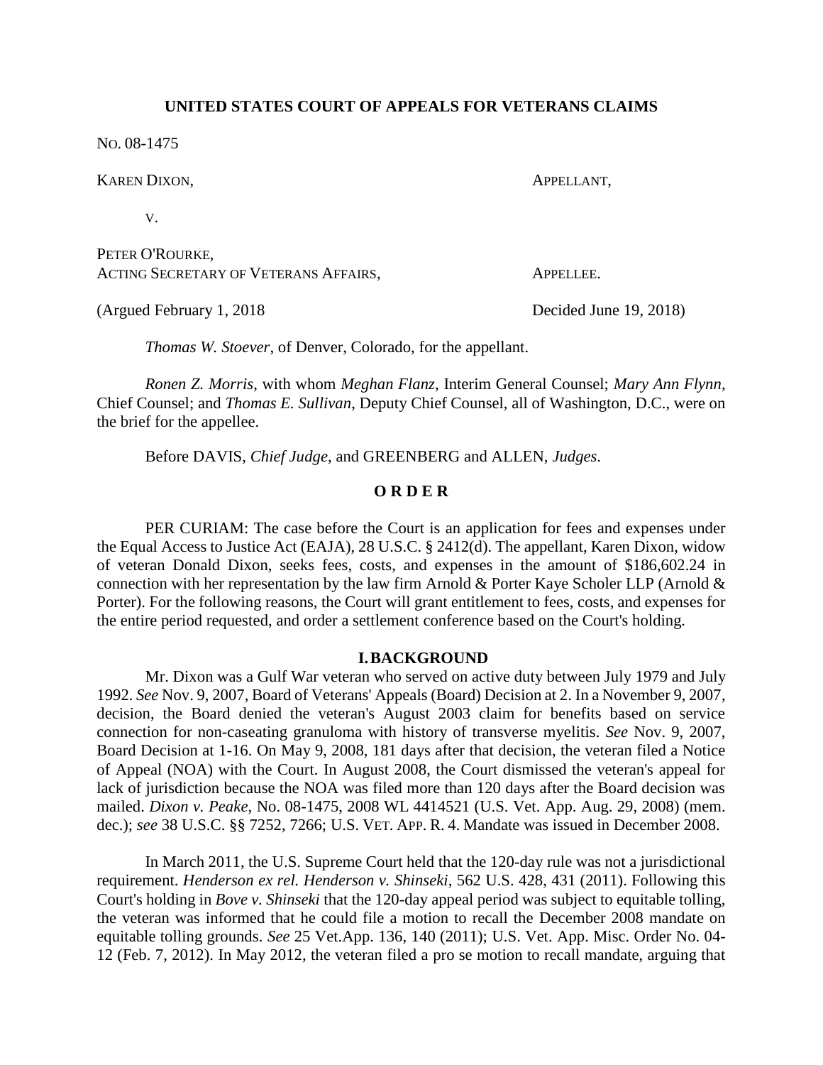**UNITED STATES COURT OF APPEALS FOR VETERANS CLAIMS**

NO. 08-1475

KAREN DIXON, APPELLANT,

V.

PETER O'ROURKE,
ACTING SECRETARY OF VETERANS AFFAIRS, APPELLEE.

(Argued February 1, 2018 Decided June 19, 2018)

*Thomas W. Stoever*, of Denver, Colorado, for the appellant.

*Ronen Z. Morris*, with whom *Meghan Flanz*, Interim General Counsel; *Mary Ann Flynn*, Chief Counsel; and *Thomas E. Sullivan*, Deputy Chief Counsel, all of Washington, D.C., were on the brief for the appellee.

Before DAVIS, *Chief Judge*, and GREENBERG and ALLEN, *Judges*.

**O R D E R**

PER CURIAM: The case before the Court is an application for fees and expenses under the Equal Access to Justice Act (EAJA), 28 U.S.C. § 2412(d). The appellant, Karen Dixon, widow of veteran Donald Dixon, seeks fees, costs, and expenses in the amount of $186,602.24 in connection with her representation by the law firm Arnold & Porter Kaye Scholer LLP (Arnold & Porter). For the following reasons, the Court will grant entitlement to fees, costs, and expenses for the entire period requested, and order a settlement conference based on the Court's holding.

## I. BACKGROUND

Mr. Dixon was a Gulf War veteran who served on active duty between July 1979 and July 1992. *See* Nov. 9, 2007, Board of Veterans' Appeals (Board) Decision at 2. In a November 9, 2007, decision, the Board denied the veteran's August 2003 claim for benefits based on service connection for non-caseating granuloma with history of transverse myelitis. *See* Nov. 9, 2007, Board Decision at 1-16. On May 9, 2008, 181 days after that decision, the veteran filed a Notice of Appeal (NOA) with the Court. In August 2008, the Court dismissed the veteran's appeal for lack of jurisdiction because the NOA was filed more than 120 days after the Board decision was mailed. *Dixon v. Peake*, No. 08-1475, 2008 WL 4414521 (U.S. Vet. App. Aug. 29, 2008) (mem. dec.); *see* 38 U.S.C. §§ 7252, 7266; U.S. VET. APP. R. 4. Mandate was issued in December 2008.

In March 2011, the U.S. Supreme Court held that the 120-day rule was not a jurisdictional requirement. *Henderson ex rel. Henderson v. Shinseki*, 562 U.S. 428, 431 (2011). Following this Court's holding in *Bove v. Shinseki* that the 120-day appeal period was subject to equitable tolling, the veteran was informed that he could file a motion to recall the December 2008 mandate on equitable tolling grounds. *See* 25 Vet.App. 136, 140 (2011); U.S. Vet. App. Misc. Order No. 04-12 (Feb. 7, 2012). In May 2012, the veteran filed a pro se motion to recall mandate, arguing that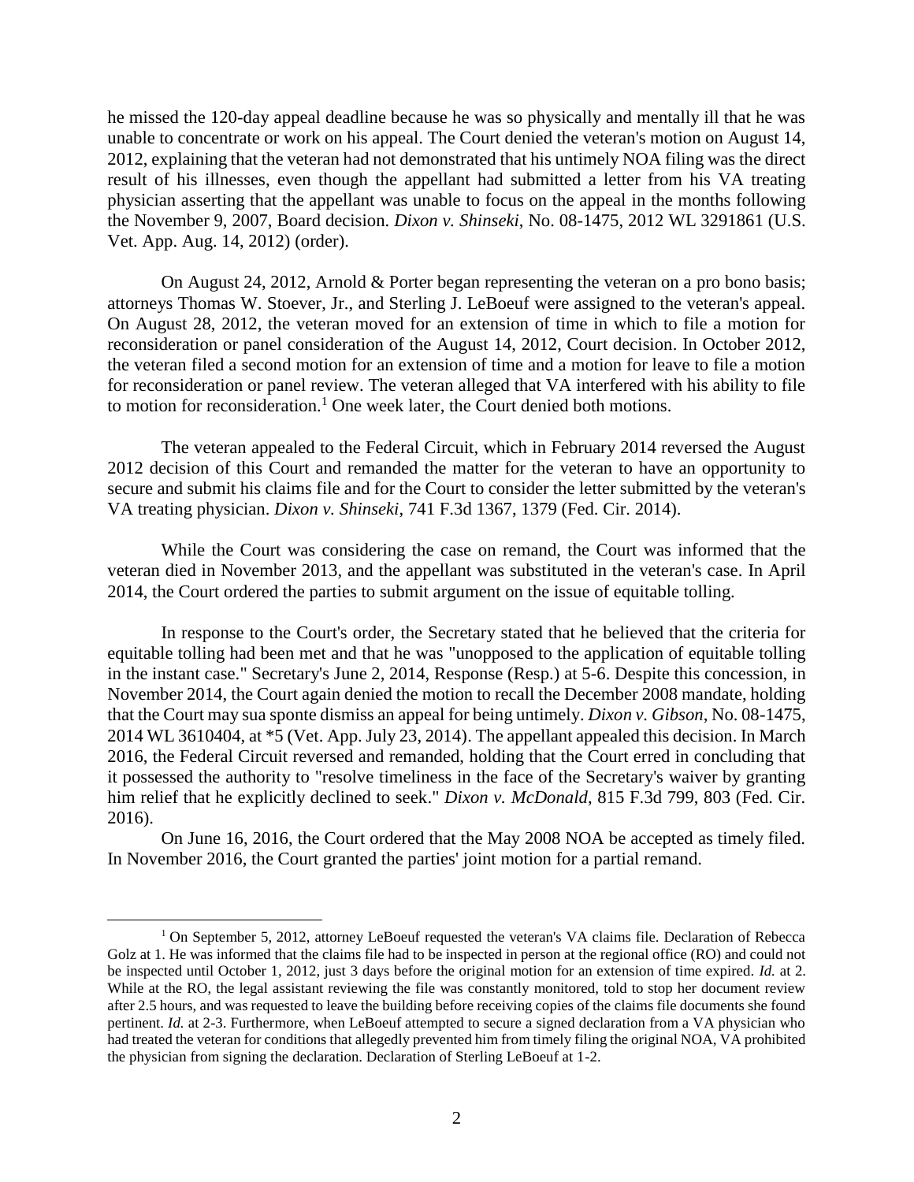he missed the 120-day appeal deadline because he was so physically and mentally ill that he was unable to concentrate or work on his appeal. The Court denied the veteran's motion on August 14, 2012, explaining that the veteran had not demonstrated that his untimely NOA filing was the direct result of his illnesses, even though the appellant had submitted a letter from his VA treating physician asserting that the appellant was unable to focus on the appeal in the months following the November 9, 2007, Board decision. *Dixon v. Shinseki*, No. 08-1475, 2012 WL 3291861 (U.S. Vet. App. Aug. 14, 2012) (order).

On August 24, 2012, Arnold & Porter began representing the veteran on a pro bono basis; attorneys Thomas W. Stoever, Jr., and Sterling J. LeBoeuf were assigned to the veteran's appeal. On August 28, 2012, the veteran moved for an extension of time in which to file a motion for reconsideration or panel consideration of the August 14, 2012, Court decision. In October 2012, the veteran filed a second motion for an extension of time and a motion for leave to file a motion for reconsideration or panel review. The veteran alleged that VA interfered with his ability to file to motion for reconsideration.[1] One week later, the Court denied both motions.

The veteran appealed to the Federal Circuit, which in February 2014 reversed the August 2012 decision of this Court and remanded the matter for the veteran to have an opportunity to secure and submit his claims file and for the Court to consider the letter submitted by the veteran's VA treating physician. *Dixon v. Shinseki*, 741 F.3d 1367, 1379 (Fed. Cir. 2014).

While the Court was considering the case on remand, the Court was informed that the veteran died in November 2013, and the appellant was substituted in the veteran's case. In April 2014, the Court ordered the parties to submit argument on the issue of equitable tolling.

In response to the Court's order, the Secretary stated that he believed that the criteria for equitable tolling had been met and that he was "unopposed to the application of equitable tolling in the instant case." Secretary's June 2, 2014, Response (Resp.) at 5-6. Despite this concession, in November 2014, the Court again denied the motion to recall the December 2008 mandate, holding that the Court may sua sponte dismiss an appeal for being untimely. *Dixon v. Gibson*, No. 08-1475, 2014 WL 3610404, at *5 (Vet. App. July 23, 2014). The appellant appealed this decision. In March 2016, the Federal Circuit reversed and remanded, holding that the Court erred in concluding that it possessed the authority to "resolve timeliness in the face of the Secretary's waiver by granting him relief that he explicitly declined to seek." *Dixon v. McDonald*, 815 F.3d 799, 803 (Fed. Cir. 2016).

On June 16, 2016, the Court ordered that the May 2008 NOA be accepted as timely filed. In November 2016, the Court granted the parties' joint motion for a partial remand.

---

[1] On September 5, 2012, attorney LeBoeuf requested the veteran's VA claims file. Declaration of Rebecca Golz at 1. He was informed that the claims file had to be inspected in person at the regional office (RO) and could not be inspected until October 1, 2012, just 3 days before the original motion for an extension of time expired. *Id.* at 2. While at the RO, the legal assistant reviewing the file was constantly monitored, told to stop her document review after 2.5 hours, and was requested to leave the building before receiving copies of the claims file documents she found pertinent. *Id.* at 2-3. Furthermore, when LeBoeuf attempted to secure a signed declaration from a VA physician who had treated the veteran for conditions that allegedly prevented him from timely filing the original NOA, VA prohibited the physician from signing the declaration. Declaration of Sterling LeBoeuf at 1-2.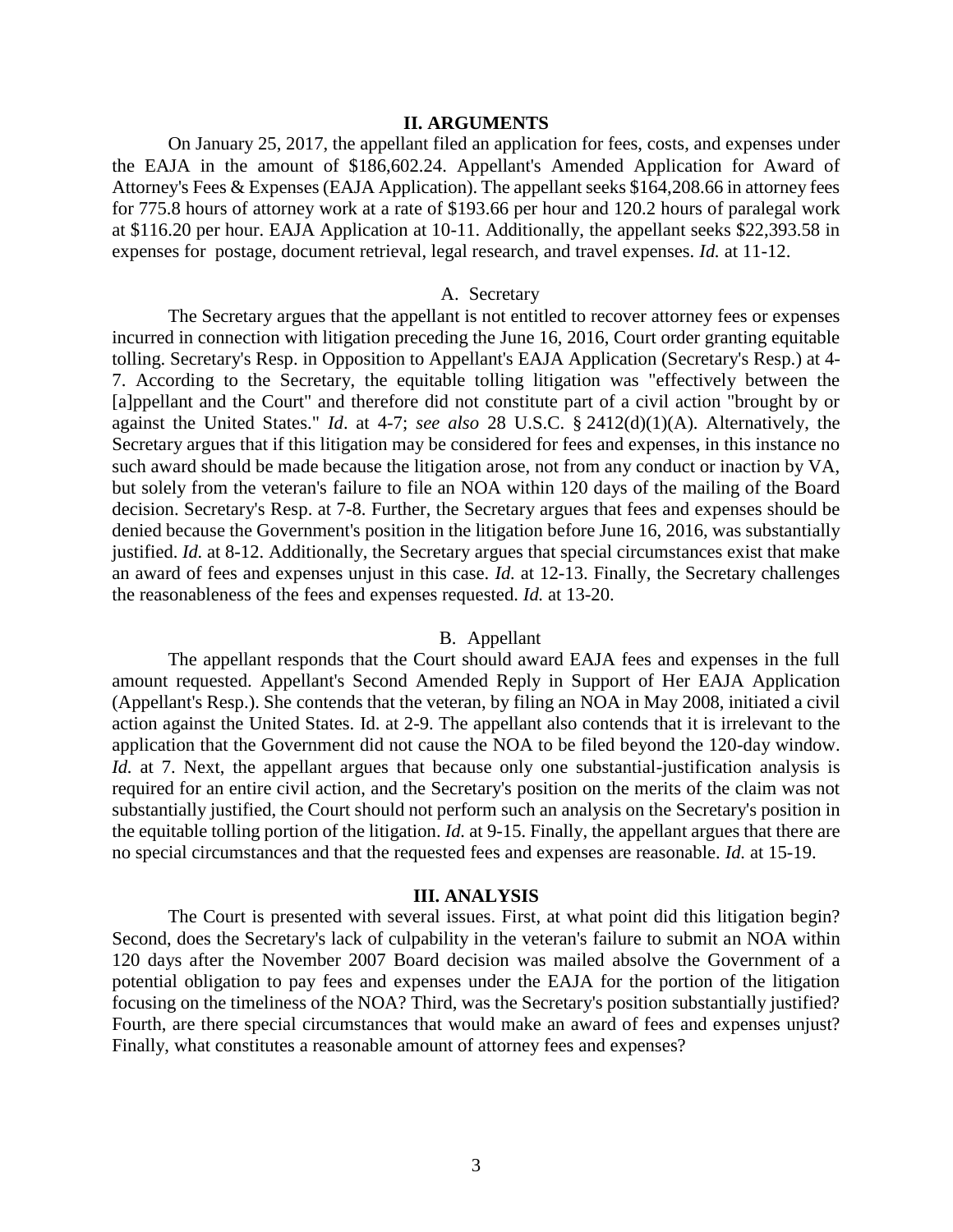## II. ARGUMENTS

On January 25, 2017, the appellant filed an application for fees, costs, and expenses under the EAJA in the amount of \$186,602.24. Appellant's Amended Application for Award of Attorney's Fees & Expenses (EAJA Application). The appellant seeks \$164,208.66 in attorney fees for 775.8 hours of attorney work at a rate of \$193.66 per hour and 120.2 hours of paralegal work at \$116.20 per hour. EAJA Application at 10-11. Additionally, the appellant seeks \$22,393.58 in expenses for postage, document retrieval, legal research, and travel expenses. *Id.* at 11-12.

### A. Secretary

The Secretary argues that the appellant is not entitled to recover attorney fees or expenses incurred in connection with litigation preceding the June 16, 2016, Court order granting equitable tolling. Secretary's Resp. in Opposition to Appellant's EAJA Application (Secretary's Resp.) at 4-7. According to the Secretary, the equitable tolling litigation was "effectively between the [a]ppellant and the Court" and therefore did not constitute part of a civil action "brought by or against the United States." *Id*. at 4-7; *see also* 28 U.S.C. § 2412(d)(1)(A). Alternatively, the Secretary argues that if this litigation may be considered for fees and expenses, in this instance no such award should be made because the litigation arose, not from any conduct or inaction by VA, but solely from the veteran's failure to file an NOA within 120 days of the mailing of the Board decision. Secretary's Resp. at 7-8. Further, the Secretary argues that fees and expenses should be denied because the Government's position in the litigation before June 16, 2016, was substantially justified. *Id.* at 8-12. Additionally, the Secretary argues that special circumstances exist that make an award of fees and expenses unjust in this case. *Id.* at 12-13. Finally, the Secretary challenges the reasonableness of the fees and expenses requested. *Id.* at 13-20.

### B. Appellant

The appellant responds that the Court should award EAJA fees and expenses in the full amount requested. Appellant's Second Amended Reply in Support of Her EAJA Application (Appellant's Resp.). She contends that the veteran, by filing an NOA in May 2008, initiated a civil action against the United States. Id. at 2-9. The appellant also contends that it is irrelevant to the application that the Government did not cause the NOA to be filed beyond the 120-day window. *Id.* at 7. Next, the appellant argues that because only one substantial-justification analysis is required for an entire civil action, and the Secretary's position on the merits of the claim was not substantially justified, the Court should not perform such an analysis on the Secretary's position in the equitable tolling portion of the litigation. *Id.* at 9-15. Finally, the appellant argues that there are no special circumstances and that the requested fees and expenses are reasonable. *Id.* at 15-19.

## III. ANALYSIS

The Court is presented with several issues. First, at what point did this litigation begin? Second, does the Secretary's lack of culpability in the veteran's failure to submit an NOA within 120 days after the November 2007 Board decision was mailed absolve the Government of a potential obligation to pay fees and expenses under the EAJA for the portion of the litigation focusing on the timeliness of the NOA? Third, was the Secretary's position substantially justified? Fourth, are there special circumstances that would make an award of fees and expenses unjust? Finally, what constitutes a reasonable amount of attorney fees and expenses?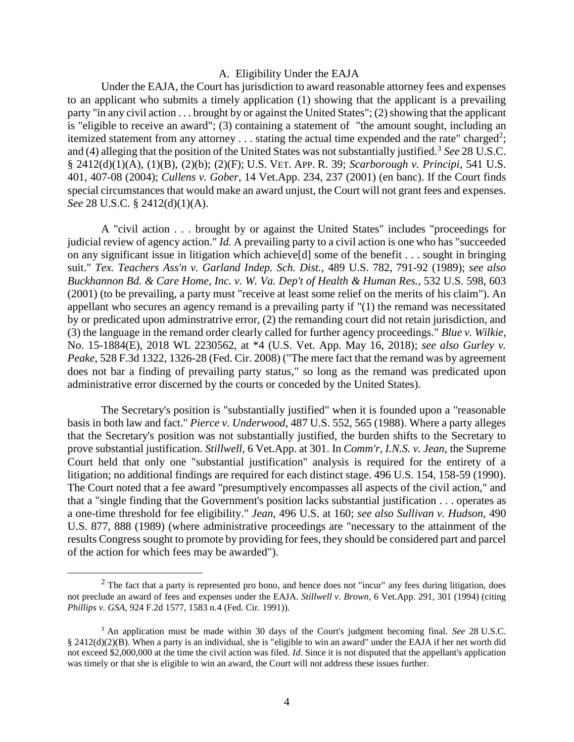### A. Eligibility Under the EAJA

Under the EAJA, the Court has jurisdiction to award reasonable attorney fees and expenses to an applicant who submits a timely application (1) showing that the applicant is a prevailing party "in any civil action . . . brought by or against the United States"; (2) showing that the applicant is "eligible to receive an award"; (3) containing a statement of "the amount sought, including an itemized statement from any attorney . . . stating the actual time expended and the rate" charged[2]; and (4) alleging that the position of the United States was not substantially justified.[3] *See* 28 U.S.C. § 2412(d)(1)(A), (1)(B), (2)(b); (2)(F); U.S. VET. APP. R. 39; *Scarborough v. Principi*, 541 U.S. 401, 407-08 (2004); *Cullens v. Gober*, 14 Vet.App. 234, 237 (2001) (en banc). If the Court finds special circumstances that would make an award unjust, the Court will not grant fees and expenses. *See* 28 U.S.C. § 2412(d)(1)(A).

A "civil action . . . brought by or against the United States" includes "proceedings for judicial review of agency action." *Id.* A prevailing party to a civil action is one who has "succeeded on any significant issue in litigation which achieve[d] some of the benefit . . . sought in bringing suit." *Tex. Teachers Ass'n v. Garland Indep. Sch. Dist.*, 489 U.S. 782, 791-92 (1989); *see also Buckhannon Bd. & Care Home, Inc. v. W. Va. Dep't of Health & Human Res.*, 532 U.S. 598, 603 (2001) (to be prevailing, a party must "receive at least some relief on the merits of his claim"). An appellant who secures an agency remand is a prevailing party if "(1) the remand was necessitated by or predicated upon adminstratrive error, (2) the remanding court did not retain jurisdiction, and (3) the language in the remand order clearly called for further agency proceedings." *Blue v. Wilkie*, No. 15-1884(E), 2018 WL 2230562, at *4 (U.S. Vet. App. May 16, 2018); *see also Gurley v. Peake*, 528 F.3d 1322, 1326-28 (Fed. Cir. 2008) ("The mere fact that the remand was by agreement does not bar a finding of prevailing party status," so long as the remand was predicated upon administrative error discerned by the courts or conceded by the United States).

The Secretary's position is "substantially justified" when it is founded upon a "reasonable basis in both law and fact." *Pierce v. Underwood*, 487 U.S. 552, 565 (1988). Where a party alleges that the Secretary's position was not substantially justified, the burden shifts to the Secretary to prove substantial justification. *Stillwell*, 6 Vet.App. at 301. In *Comm'r, I.N.S. v. Jean*, the Supreme Court held that only one "substantial justification" analysis is required for the entirety of a litigation; no additional findings are required for each distinct stage. 496 U.S. 154, 158-59 (1990). The Court noted that a fee award "presumptively encompasses all aspects of the civil action," and that a "single finding that the Government's position lacks substantial justification . . . operates as a one-time threshold for fee eligibility." *Jean*, 496 U.S. at 160; *see also Sullivan v. Hudson*, 490 U.S. 877, 888 (1989) (where administrative proceedings are "necessary to the attainment of the results Congress sought to promote by providing for fees, they should be considered part and parcel of the action for which fees may be awarded").

---

[2] The fact that a party is represented pro bono, and hence does not "incur" any fees during litigation, does not preclude an award of fees and expenses under the EAJA. *Stillwell v. Brown*, 6 Vet.App. 291, 301 (1994) (citing *Phillips v. GSA*, 924 F.2d 1577, 1583 n.4 (Fed. Cir. 1991)).

[3] An application must be made within 30 days of the Court's judgment becoming final. *See* 28 U.S.C. § 2412(d)(2)(B). When a party is an individual, she is "eligible to win an award" under the EAJA if her net worth did not exceed $2,000,000 at the time the civil action was filed. *Id*. Since it is not disputed that the appellant's application was timely or that she is eligible to win an award, the Court will not address these issues further.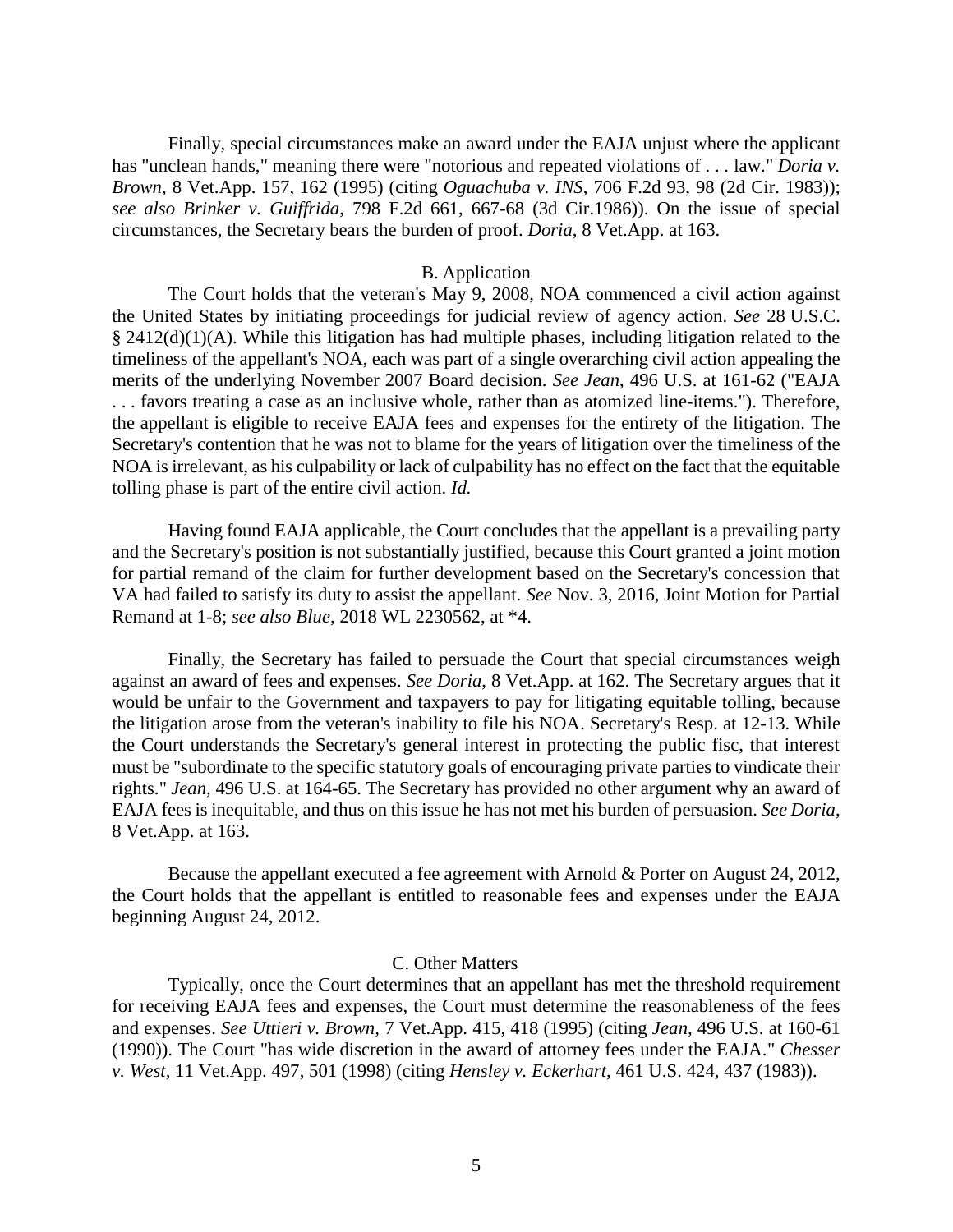Finally, special circumstances make an award under the EAJA unjust where the applicant has "unclean hands," meaning there were "notorious and repeated violations of . . . law." *Doria v. Brown*, 8 Vet.App. 157, 162 (1995) (citing *Oguachuba v. INS*, 706 F.2d 93, 98 (2d Cir. 1983)); *see also Brinker v. Guiffrida*, 798 F.2d 661, 667-68 (3d Cir.1986)). On the issue of special circumstances, the Secretary bears the burden of proof. *Doria*, 8 Vet.App. at 163.

### B. Application

The Court holds that the veteran's May 9, 2008, NOA commenced a civil action against the United States by initiating proceedings for judicial review of agency action. *See* 28 U.S.C. § 2412(d)(1)(A). While this litigation has had multiple phases, including litigation related to the timeliness of the appellant's NOA, each was part of a single overarching civil action appealing the merits of the underlying November 2007 Board decision. *See Jean*, 496 U.S. at 161-62 ("EAJA . . . favors treating a case as an inclusive whole, rather than as atomized line-items."). Therefore, the appellant is eligible to receive EAJA fees and expenses for the entirety of the litigation. The Secretary's contention that he was not to blame for the years of litigation over the timeliness of the NOA is irrelevant, as his culpability or lack of culpability has no effect on the fact that the equitable tolling phase is part of the entire civil action. *Id.*

Having found EAJA applicable, the Court concludes that the appellant is a prevailing party and the Secretary's position is not substantially justified, because this Court granted a joint motion for partial remand of the claim for further development based on the Secretary's concession that VA had failed to satisfy its duty to assist the appellant. *See* Nov. 3, 2016, Joint Motion for Partial Remand at 1-8; *see also Blue*, 2018 WL 2230562, at *4.

Finally, the Secretary has failed to persuade the Court that special circumstances weigh against an award of fees and expenses. *See Doria*, 8 Vet.App. at 162. The Secretary argues that it would be unfair to the Government and taxpayers to pay for litigating equitable tolling, because the litigation arose from the veteran's inability to file his NOA. Secretary's Resp. at 12-13. While the Court understands the Secretary's general interest in protecting the public fisc, that interest must be "subordinate to the specific statutory goals of encouraging private parties to vindicate their rights." *Jean*, 496 U.S. at 164-65. The Secretary has provided no other argument why an award of EAJA fees is inequitable, and thus on this issue he has not met his burden of persuasion. *See Doria*, 8 Vet.App. at 163.

Because the appellant executed a fee agreement with Arnold & Porter on August 24, 2012, the Court holds that the appellant is entitled to reasonable fees and expenses under the EAJA beginning August 24, 2012.

### C. Other Matters

Typically, once the Court determines that an appellant has met the threshold requirement for receiving EAJA fees and expenses, the Court must determine the reasonableness of the fees and expenses. *See Uttieri v. Brown*, 7 Vet.App. 415, 418 (1995) (citing *Jean*, 496 U.S. at 160-61 (1990)). The Court "has wide discretion in the award of attorney fees under the EAJA." *Chesser v. West*, 11 Vet.App. 497, 501 (1998) (citing *Hensley v. Eckerhart*, 461 U.S. 424, 437 (1983)).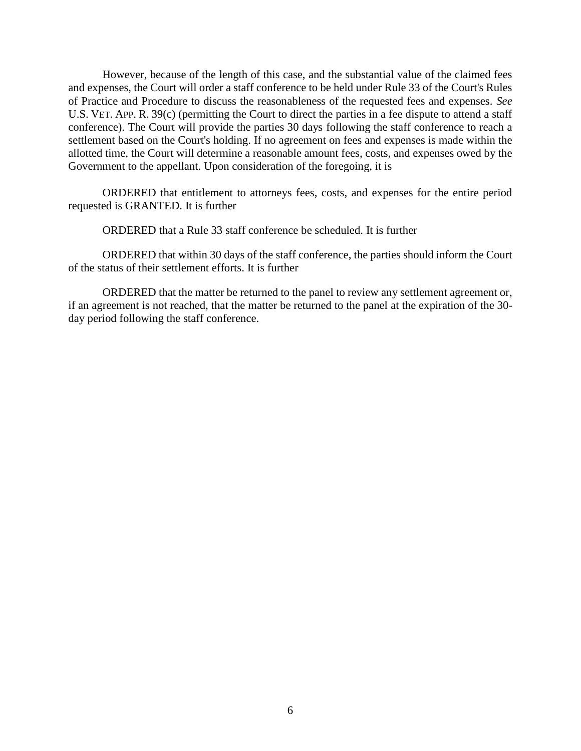However, because of the length of this case, and the substantial value of the claimed fees and expenses, the Court will order a staff conference to be held under Rule 33 of the Court's Rules of Practice and Procedure to discuss the reasonableness of the requested fees and expenses. *See* U.S. VET. APP. R. 39(c) (permitting the Court to direct the parties in a fee dispute to attend a staff conference). The Court will provide the parties 30 days following the staff conference to reach a settlement based on the Court's holding. If no agreement on fees and expenses is made within the allotted time, the Court will determine a reasonable amount fees, costs, and expenses owed by the Government to the appellant. Upon consideration of the foregoing, it is

ORDERED that entitlement to attorneys fees, costs, and expenses for the entire period requested is GRANTED. It is further

ORDERED that a Rule 33 staff conference be scheduled. It is further

ORDERED that within 30 days of the staff conference, the parties should inform the Court of the status of their settlement efforts. It is further

ORDERED that the matter be returned to the panel to review any settlement agreement or, if an agreement is not reached, that the matter be returned to the panel at the expiration of the 30-day period following the staff conference.